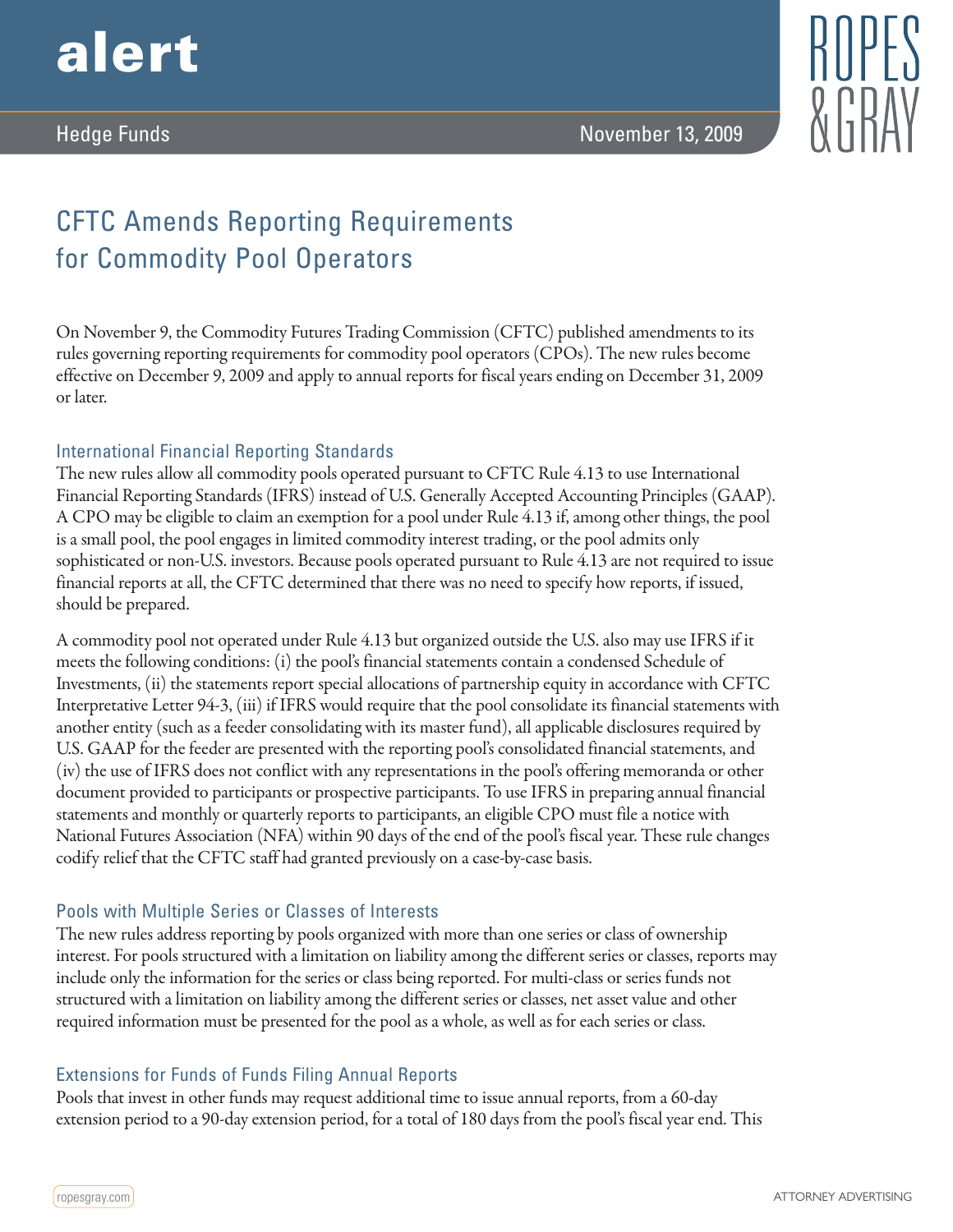# alert

Hedge Funds

November 13, 2009

## CFTC Amends Reporting Requirements for Commodity Pool Operators

On November 9, the Commodity Futures Trading Commission (CFTC) published amendments to its rules governing reporting requirements for commodity pool operators (CPOs). The new rules become effective on December 9, 2009 and apply to annual reports for fiscal years ending on December 31, 2009 or later.

### International Financial Reporting Standards

The new rules allow all commodity pools operated pursuant to CFTC Rule 4.13 to use International Financial Reporting Standards (IFRS) instead of U.S. Generally Accepted Accounting Principles (GAAP). A CPO may be eligible to claim an exemption for a pool under Rule 4.13 if, among other things, the pool is a small pool, the pool engages in limited commodity interest trading, or the pool admits only sophisticated or non-U.S. investors. Because pools operated pursuant to Rule 4.13 are not required to issue financial reports at all, the CFTC determined that there was no need to specify how reports, if issued, should be prepared.

A commodity pool not operated under Rule 4.13 but organized outside the U.S. also may use IFRS if it meets the following conditions: (i) the pool's financial statements contain a condensed Schedule of Investments, (ii) the statements report special allocations of partnership equity in accordance with CFTC Interpretative Letter 94-3, (iii) if IFRS would require that the pool consolidate its financial statements with another entity (such as a feeder consolidating with its master fund), all applicable disclosures required by U.S. GAAP for the feeder are presented with the reporting pool's consolidated financial statements, and (iv) the use of IFRS does not conflict with any representations in the pool's offering memoranda or other document provided to participants or prospective participants. To use IFRS in preparing annual financial statements and monthly or quarterly reports to participants, an eligible CPO must file a notice with National Futures Association (NFA) within 90 days of the end of the pool's fiscal year. These rule changes codify relief that the CFTC staff had granted previously on a case-by-case basis.

### Pools with Multiple Series or Classes of Interests

The new rules address reporting by pools organized with more than one series or class of ownership interest. For pools structured with a limitation on liability among the different series or classes, reports may include only the information for the series or class being reported. For multi-class or series funds not structured with a limitation on liability among the different series or classes, net asset value and other required information must be presented for the pool as a whole, as well as for each series or class.

### Extensions for Funds of Funds Filing Annual Reports

Pools that invest in other funds may request additional time to issue annual reports, from a 60-day extension period to a 90-day extension period, for a total of 180 days from the pool's fiscal year end. This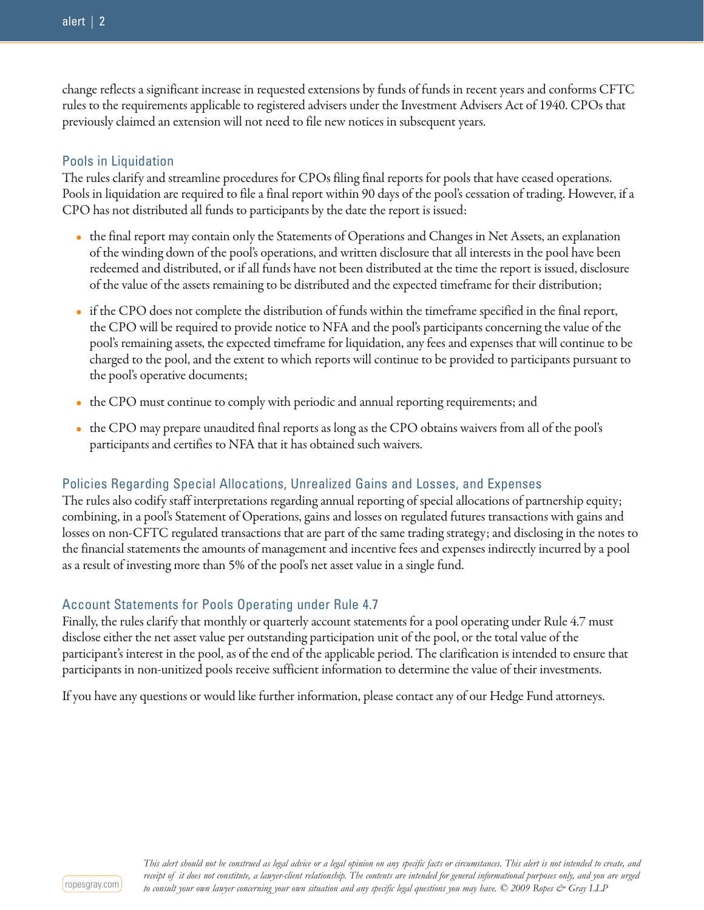change reflects a significant increase in requested extensions by funds of funds in recent years and conforms CFTC rules to the requirements applicable to registered advisers under the Investment Advisers Act of 1940. CPOs that previously claimed an extension will not need to file new notices in subsequent years.

## Pools in Liquidation

The rules clarify and streamline procedures for CPOs filing final reports for pools that have ceased operations. Pools in liquidation are required to file a final report within 90 days of the pool's cessation of trading. However, if a CPO has not distributed all funds to participants by the date the report is issued:

- the final report may contain only the Statements of Operations and Changes in Net Assets, an explanation of the winding down of the pool's operations, and written disclosure that all interests in the pool have been redeemed and distributed, or if all funds have not been distributed at the time the report is issued, disclosure of the value of the assets remaining to be distributed and the expected timeframe for their distribution;
- if the CPO does not complete the distribution of funds within the timeframe specified in the final report, the CPO will be required to provide notice to NFA and the pool's participants concerning the value of the pool's remaining assets, the expected timeframe for liquidation, any fees and expenses that will continue to be charged to the pool, and the extent to which reports will continue to be provided to participants pursuant to the pool's operative documents;
- the CPO must continue to comply with periodic and annual reporting requirements; and
- the CPO may prepare unaudited final reports as long as the CPO obtains waivers from all of the pool's participants and certifies to NFA that it has obtained such waivers.

## Policies Regarding Special Allocations, Unrealized Gains and Losses, and Expenses

The rules also codify staff interpretations regarding annual reporting of special allocations of partnership equity; combining, in a pool's Statement of Operations, gains and losses on regulated futures transactions with gains and losses on non-CFTC regulated transactions that are part of the same trading strategy; and disclosing in the notes to the financial statements the amounts of management and incentive fees and expenses indirectly incurred by a pool as a result of investing more than 5% of the pool's net asset value in a single fund.

## Account Statements for Pools Operating under Rule 4.7

Finally, the rules clarify that monthly or quarterly account statements for a pool operating under Rule 4.7 must disclose either the net asset value per outstanding participation unit of the pool, or the total value of the participant's interest in the pool, as of the end of the applicable period. The clarification is intended to ensure that participants in non-unitized pools receive sufficient information to determine the value of their investments.

If you have any questions or would like further information, please contact any of our Hedge Fund attorneys.

*This alert should not be construed as legal advice or a legal opinion on any specific facts or circumstances. This alert is not intended to create, and receipt of it does not constitute, a lawyer-client relationship. The contents are intended for general informational purposes only, and you are urged to consult your own lawyer concerning your own situation and any specific legal questions you may have. © 2009 Ropes & Gray LLP*